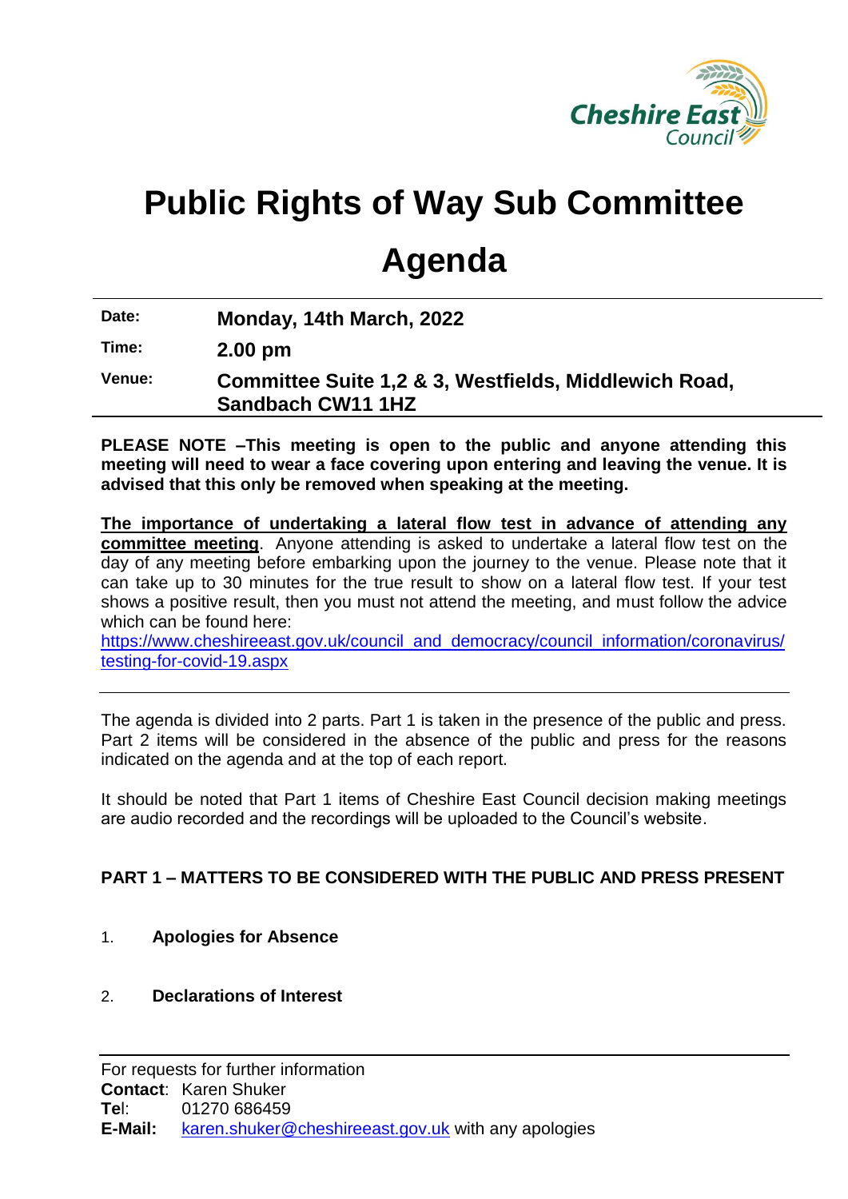# Public Rights of Way Sub Committee

# Agenda

| | |
|---|---|
| **Date:** | **Monday, 14th March, 2022** |
| **Time:** | **2.00 pm** |
| **Venue:** | **Committee Suite 1,2 & 3, Westfields, Middlewich Road, Sandbach CW11 1HZ** |

**PLEASE NOTE –This meeting is open to the public and anyone attending this meeting will need to wear a face covering upon entering and leaving the venue. It is advised that this only be removed when speaking at the meeting.**

**The importance of undertaking a lateral flow test in advance of attending any committee meeting**. Anyone attending is asked to undertake a lateral flow test on the day of any meeting before embarking upon the journey to the venue. Please note that it can take up to 30 minutes for the true result to show on a lateral flow test. If your test shows a positive result, then you must not attend the meeting, and must follow the advice which can be found here:
https://www.cheshireeast.gov.uk/council_and_democracy/council_information/coronavirus/testing-for-covid-19.aspx

---

The agenda is divided into 2 parts. Part 1 is taken in the presence of the public and press. Part 2 items will be considered in the absence of the public and press for the reasons indicated on the agenda and at the top of each report.

It should be noted that Part 1 items of Cheshire East Council decision making meetings are audio recorded and the recordings will be uploaded to the Council's website.

**PART 1 – MATTERS TO BE CONSIDERED WITH THE PUBLIC AND PRESS PRESENT**

1. **Apologies for Absence**

2. **Declarations of Interest**

---

For requests for further information
**Contact**: Karen Shuker
**Tel**: 01270 686459
**E-Mail:** karen.shuker@cheshireeast.gov.uk with any apologies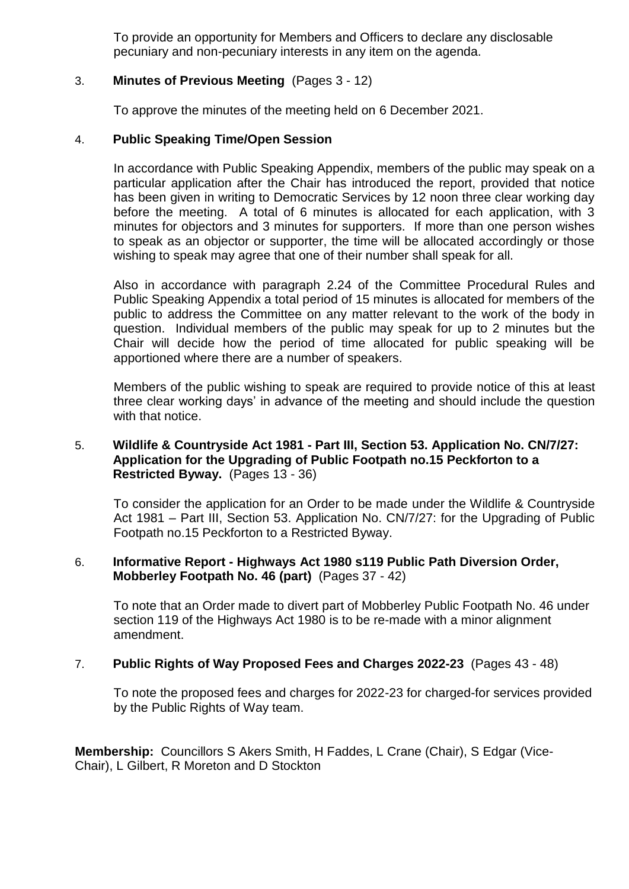To provide an opportunity for Members and Officers to declare any disclosable pecuniary and non-pecuniary interests in any item on the agenda.

3. **Minutes of Previous Meeting** (Pages 3 - 12)

   To approve the minutes of the meeting held on 6 December 2021.

4. **Public Speaking Time/Open Session**

   In accordance with Public Speaking Appendix, members of the public may speak on a particular application after the Chair has introduced the report, provided that notice has been given in writing to Democratic Services by 12 noon three clear working day before the meeting. A total of 6 minutes is allocated for each application, with 3 minutes for objectors and 3 minutes for supporters. If more than one person wishes to speak as an objector or supporter, the time will be allocated accordingly or those wishing to speak may agree that one of their number shall speak for all.

   Also in accordance with paragraph 2.24 of the Committee Procedural Rules and Public Speaking Appendix a total period of 15 minutes is allocated for members of the public to address the Committee on any matter relevant to the work of the body in question. Individual members of the public may speak for up to 2 minutes but the Chair will decide how the period of time allocated for public speaking will be apportioned where there are a number of speakers.

   Members of the public wishing to speak are required to provide notice of this at least three clear working days' in advance of the meeting and should include the question with that notice.

5. **Wildlife & Countryside Act 1981 - Part III, Section 53. Application No. CN/7/27: Application for the Upgrading of Public Footpath no.15 Peckforton to a Restricted Byway.** (Pages 13 - 36)

   To consider the application for an Order to be made under the Wildlife & Countryside Act 1981 – Part III, Section 53. Application No. CN/7/27: for the Upgrading of Public Footpath no.15 Peckforton to a Restricted Byway.

6. **Informative Report - Highways Act 1980 s119 Public Path Diversion Order, Mobberley Footpath No. 46 (part)** (Pages 37 - 42)

   To note that an Order made to divert part of Mobberley Public Footpath No. 46 under section 119 of the Highways Act 1980 is to be re-made with a minor alignment amendment.

7. **Public Rights of Way Proposed Fees and Charges 2022-23** (Pages 43 - 48)

   To note the proposed fees and charges for 2022-23 for charged-for services provided by the Public Rights of Way team.

**Membership:** Councillors S Akers Smith, H Faddes, L Crane (Chair), S Edgar (Vice-Chair), L Gilbert, R Moreton and D Stockton